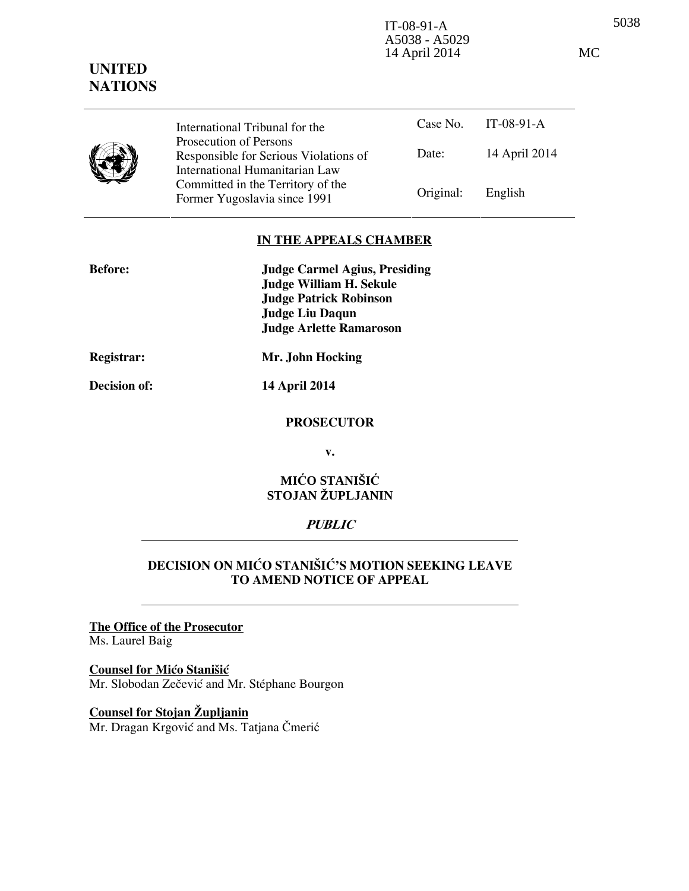IT-08-91-A
A5038 - A5029
14 April 2014

MC

**UNITED NATIONS**

| International Tribunal for the Prosecution of Persons Responsible for Serious Violations of International Humanitarian Law Committed in the Territory of the Former Yugoslavia since 1991 | Case No. | IT-08-91-A |
|---|---|---|
| | Date: | 14 April 2014 |
| | Original: | English |

## IN THE APPEALS CHAMBER

| | |
|---|---|
| **Before:** | **Judge Carmel Agius, Presiding** |
| | **Judge William H. Sekule** |
| | **Judge Patrick Robinson** |
| | **Judge Liu Daqun** |
| | **Judge Arlette Ramaroson** |
| **Registrar:** | **Mr. John Hocking** |
| **Decision of:** | **14 April 2014** |

**PROSECUTOR**

**v.**

**MIĆO STANIŠIĆ**
**STOJAN ŽUPLJANIN**

***PUBLIC***

## DECISION ON MIĆO STANIŠIĆ'S MOTION SEEKING LEAVE TO AMEND NOTICE OF APPEAL

**The Office of the Prosecutor**
Ms. Laurel Baig

**Counsel for Mićo Stanišić**
Mr. Slobodan Zečević and Mr. Stéphane Bourgon

**Counsel for Stojan Župljanin**
Mr. Dragan Krgović and Ms. Tatjana Čmerić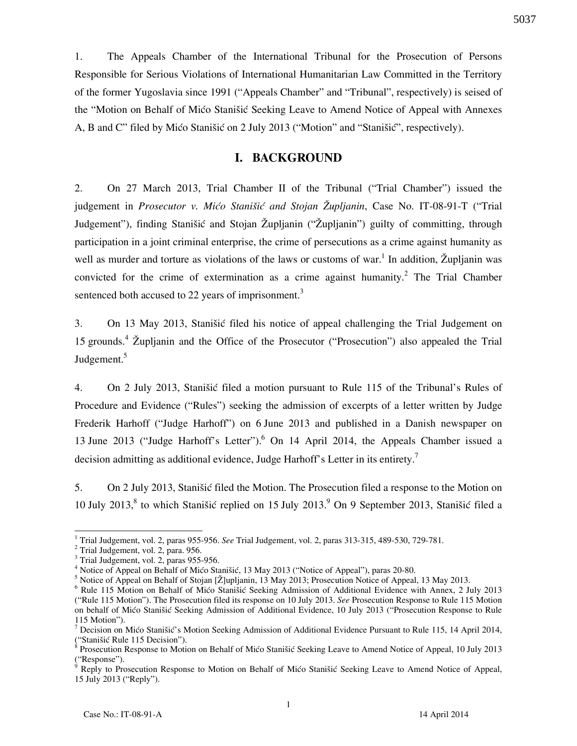1. The Appeals Chamber of the International Tribunal for the Prosecution of Persons Responsible for Serious Violations of International Humanitarian Law Committed in the Territory of the former Yugoslavia since 1991 ("Appeals Chamber" and "Tribunal", respectively) is seised of the "Motion on Behalf of Mićo Stanišić Seeking Leave to Amend Notice of Appeal with Annexes A, B and C" filed by Mićo Stanišić on 2 July 2013 ("Motion" and "Stanišić", respectively).

## I. BACKGROUND

2. On 27 March 2013, Trial Chamber II of the Tribunal ("Trial Chamber") issued the judgement in *Prosecutor v. Mićo Stanišić and Stojan Župljanin*, Case No. IT-08-91-T ("Trial Judgement"), finding Stanišić and Stojan Župljanin ("Župljanin") guilty of committing, through participation in a joint criminal enterprise, the crime of persecutions as a crime against humanity as well as murder and torture as violations of the laws or customs of war.[1] In addition, Župljanin was convicted for the crime of extermination as a crime against humanity.[2] The Trial Chamber sentenced both accused to 22 years of imprisonment.[3]

3. On 13 May 2013, Stanišić filed his notice of appeal challenging the Trial Judgement on 15 grounds.[4] Župljanin and the Office of the Prosecutor ("Prosecution") also appealed the Trial Judgement.[5]

4. On 2 July 2013, Stanišić filed a motion pursuant to Rule 115 of the Tribunal's Rules of Procedure and Evidence ("Rules") seeking the admission of excerpts of a letter written by Judge Frederik Harhoff ("Judge Harhoff") on 6 June 2013 and published in a Danish newspaper on 13 June 2013 ("Judge Harhoff's Letter").[6] On 14 April 2014, the Appeals Chamber issued a decision admitting as additional evidence, Judge Harhoff's Letter in its entirety.[7]

5. On 2 July 2013, Stanišić filed the Motion. The Prosecution filed a response to the Motion on 10 July 2013,[8] to which Stanišić replied on 15 July 2013.[9] On 9 September 2013, Stanišić filed a

---

[1] Trial Judgement, vol. 2, paras 955-956. *See* Trial Judgement, vol. 2, paras 313-315, 489-530, 729-781.

[2] Trial Judgement, vol. 2, para. 956.

[3] Trial Judgement, vol. 2, paras 955-956.

[4] Notice of Appeal on Behalf of Mićo Stanišić, 13 May 2013 ("Notice of Appeal"), paras 20-80.

[5] Notice of Appeal on Behalf of Stojan [Ž]upljanin, 13 May 2013; Prosecution Notice of Appeal, 13 May 2013.

[6] Rule 115 Motion on Behalf of Mićo Stanišić Seeking Admission of Additional Evidence with Annex, 2 July 2013 ("Rule 115 Motion"). The Prosecution filed its response on 10 July 2013. *See* Prosecution Response to Rule 115 Motion on behalf of Mićo Stanišić Seeking Admission of Additional Evidence, 10 July 2013 ("Prosecution Response to Rule 115 Motion").

[7] Decision on Mićo Stanišić's Motion Seeking Admission of Additional Evidence Pursuant to Rule 115, 14 April 2014, ("Stanišić Rule 115 Decision").

[8] Prosecution Response to Motion on Behalf of Mićo Stanišić Seeking Leave to Amend Notice of Appeal, 10 July 2013 ("Response").

[9] Reply to Prosecution Response to Motion on Behalf of Mićo Stanišić Seeking Leave to Amend Notice of Appeal, 15 July 2013 ("Reply").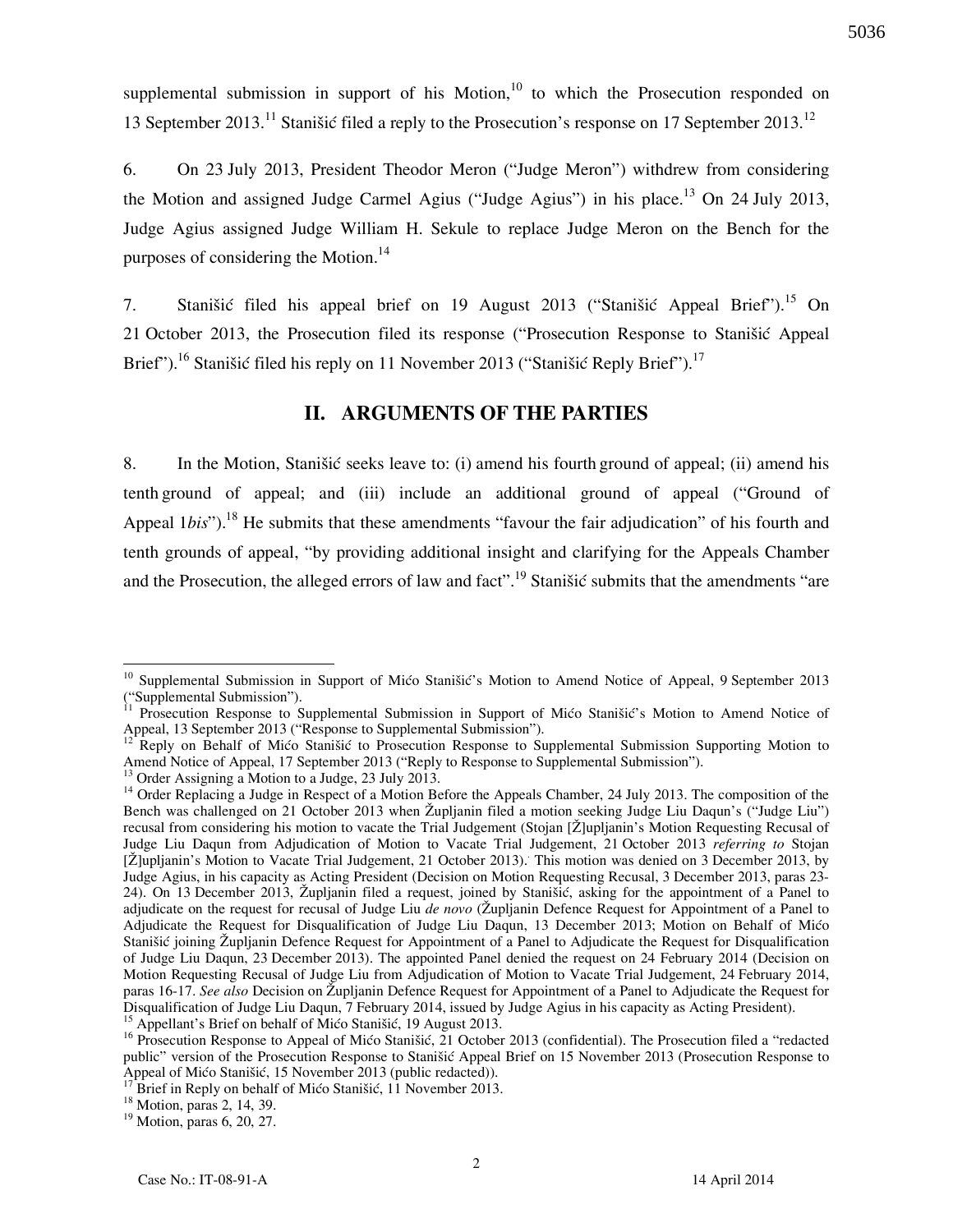supplemental submission in support of his Motion,[10] to which the Prosecution responded on 13 September 2013.[11] Stanišić filed a reply to the Prosecution's response on 17 September 2013.[12]

6. On 23 July 2013, President Theodor Meron ("Judge Meron") withdrew from considering the Motion and assigned Judge Carmel Agius ("Judge Agius") in his place.[13] On 24 July 2013, Judge Agius assigned Judge William H. Sekule to replace Judge Meron on the Bench for the purposes of considering the Motion.[14]

7. Stanišić filed his appeal brief on 19 August 2013 ("Stanišić Appeal Brief").[15] On 21 October 2013, the Prosecution filed its response ("Prosecution Response to Stanišić Appeal Brief").[16] Stanišić filed his reply on 11 November 2013 ("Stanišić Reply Brief").[17]

## II. ARGUMENTS OF THE PARTIES

8. In the Motion, Stanišić seeks leave to: (i) amend his fourth ground of appeal; (ii) amend his tenth ground of appeal; and (iii) include an additional ground of appeal ("Ground of Appeal 1*bis*").[18] He submits that these amendments "favour the fair adjudication" of his fourth and tenth grounds of appeal, "by providing additional insight and clarifying for the Appeals Chamber and the Prosecution, the alleged errors of law and fact".[19] Stanišić submits that the amendments "are

---

[10] Supplemental Submission in Support of Mićo Stanišić's Motion to Amend Notice of Appeal, 9 September 2013 ("Supplemental Submission").

[11] Prosecution Response to Supplemental Submission in Support of Mićo Stanišić's Motion to Amend Notice of Appeal, 13 September 2013 ("Response to Supplemental Submission").

[12] Reply on Behalf of Mićo Stanišić to Prosecution Response to Supplemental Submission Supporting Motion to Amend Notice of Appeal, 17 September 2013 ("Reply to Response to Supplemental Submission").

[13] Order Assigning a Motion to a Judge, 23 July 2013.

[14] Order Replacing a Judge in Respect of a Motion Before the Appeals Chamber, 24 July 2013. The composition of the Bench was challenged on 21 October 2013 when Župljanin filed a motion seeking Judge Liu Daqun's ("Judge Liu") recusal from considering his motion to vacate the Trial Judgement (Stojan [Ž]upljanin's Motion Requesting Recusal of Judge Liu Daqun from Adjudication of Motion to Vacate Trial Judgement, 21 October 2013 *referring to* Stojan [Ž]upljanin's Motion to Vacate Trial Judgement, 21 October 2013). This motion was denied on 3 December 2013, by Judge Agius, in his capacity as Acting President (Decision on Motion Requesting Recusal, 3 December 2013, paras 23-24). On 13 December 2013, Župljanin filed a request, joined by Stanišić, asking for the appointment of a Panel to adjudicate on the request for recusal of Judge Liu *de novo* (Župljanin Defence Request for Appointment of a Panel to Adjudicate the Request for Disqualification of Judge Liu Daqun, 13 December 2013; Motion on Behalf of Mićo Stanišić joining Župljanin Defence Request for Appointment of a Panel to Adjudicate the Request for Disqualification of Judge Liu Daqun, 23 December 2013). The appointed Panel denied the request on 24 February 2014 (Decision on Motion Requesting Recusal of Judge Liu from Adjudication of Motion to Vacate Trial Judgement, 24 February 2014, paras 16-17. *See also* Decision on Župljanin Defence Request for Appointment of a Panel to Adjudicate the Request for Disqualification of Judge Liu Daqun, 7 February 2014, issued by Judge Agius in his capacity as Acting President).

[15] Appellant's Brief on behalf of Mićo Stanišić, 19 August 2013.

[16] Prosecution Response to Appeal of Mićo Stanišić, 21 October 2013 (confidential). The Prosecution filed a "redacted public" version of the Prosecution Response to Stanišić Appeal Brief on 15 November 2013 (Prosecution Response to Appeal of Mićo Stanišić, 15 November 2013 (public redacted)).

[17] Brief in Reply on behalf of Mićo Stanišić, 11 November 2013.

[18] Motion, paras 2, 14, 39.

[19] Motion, paras 6, 20, 27.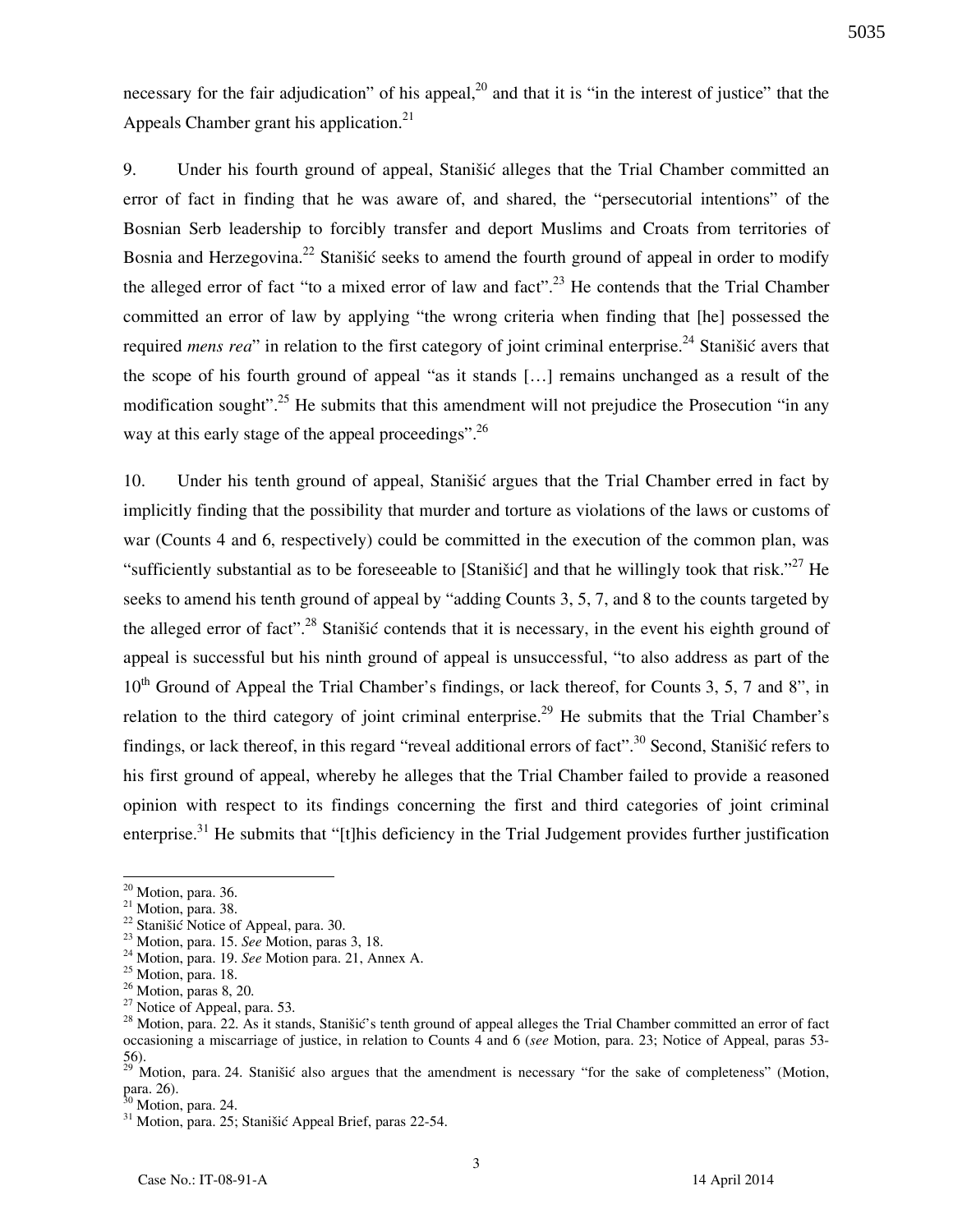necessary for the fair adjudication" of his appeal,[20] and that it is "in the interest of justice" that the Appeals Chamber grant his application.[21]

9. Under his fourth ground of appeal, Stanišić alleges that the Trial Chamber committed an error of fact in finding that he was aware of, and shared, the "persecutorial intentions" of the Bosnian Serb leadership to forcibly transfer and deport Muslims and Croats from territories of Bosnia and Herzegovina.[22] Stanišić seeks to amend the fourth ground of appeal in order to modify the alleged error of fact "to a mixed error of law and fact".[23] He contends that the Trial Chamber committed an error of law by applying "the wrong criteria when finding that [he] possessed the required *mens rea*" in relation to the first category of joint criminal enterprise.[24] Stanišić avers that the scope of his fourth ground of appeal "as it stands […] remains unchanged as a result of the modification sought".[25] He submits that this amendment will not prejudice the Prosecution "in any way at this early stage of the appeal proceedings".[26]

10. Under his tenth ground of appeal, Stanišić argues that the Trial Chamber erred in fact by implicitly finding that the possibility that murder and torture as violations of the laws or customs of war (Counts 4 and 6, respectively) could be committed in the execution of the common plan, was "sufficiently substantial as to be foreseeable to [Stanišić] and that he willingly took that risk."[27] He seeks to amend his tenth ground of appeal by "adding Counts 3, 5, 7, and 8 to the counts targeted by the alleged error of fact".[28] Stanišić contends that it is necessary, in the event his eighth ground of appeal is successful but his ninth ground of appeal is unsuccessful, "to also address as part of the 10th Ground of Appeal the Trial Chamber's findings, or lack thereof, for Counts 3, 5, 7 and 8", in relation to the third category of joint criminal enterprise.[29] He submits that the Trial Chamber's findings, or lack thereof, in this regard "reveal additional errors of fact".[30] Second, Stanišić refers to his first ground of appeal, whereby he alleges that the Trial Chamber failed to provide a reasoned opinion with respect to its findings concerning the first and third categories of joint criminal enterprise.[31] He submits that "[t]his deficiency in the Trial Judgement provides further justification

---

[20] Motion, para. 36.

[21] Motion, para. 38.

[22] Stanišić Notice of Appeal, para. 30.

[23] Motion, para. 15. *See* Motion, paras 3, 18.

[24] Motion, para. 19. *See* Motion para. 21, Annex A.

[25] Motion, para. 18.

[26] Motion, paras 8, 20.

[27] Notice of Appeal, para. 53.

[28] Motion, para. 22. As it stands, Stanišić's tenth ground of appeal alleges the Trial Chamber committed an error of fact occasioning a miscarriage of justice, in relation to Counts 4 and 6 (*see* Motion, para. 23; Notice of Appeal, paras 53-56).

[29] Motion, para. 24. Stanišić also argues that the amendment is necessary "for the sake of completeness" (Motion, para. 26).

[30] Motion, para. 24.

[31] Motion, para. 25; Stanišić Appeal Brief, paras 22-54.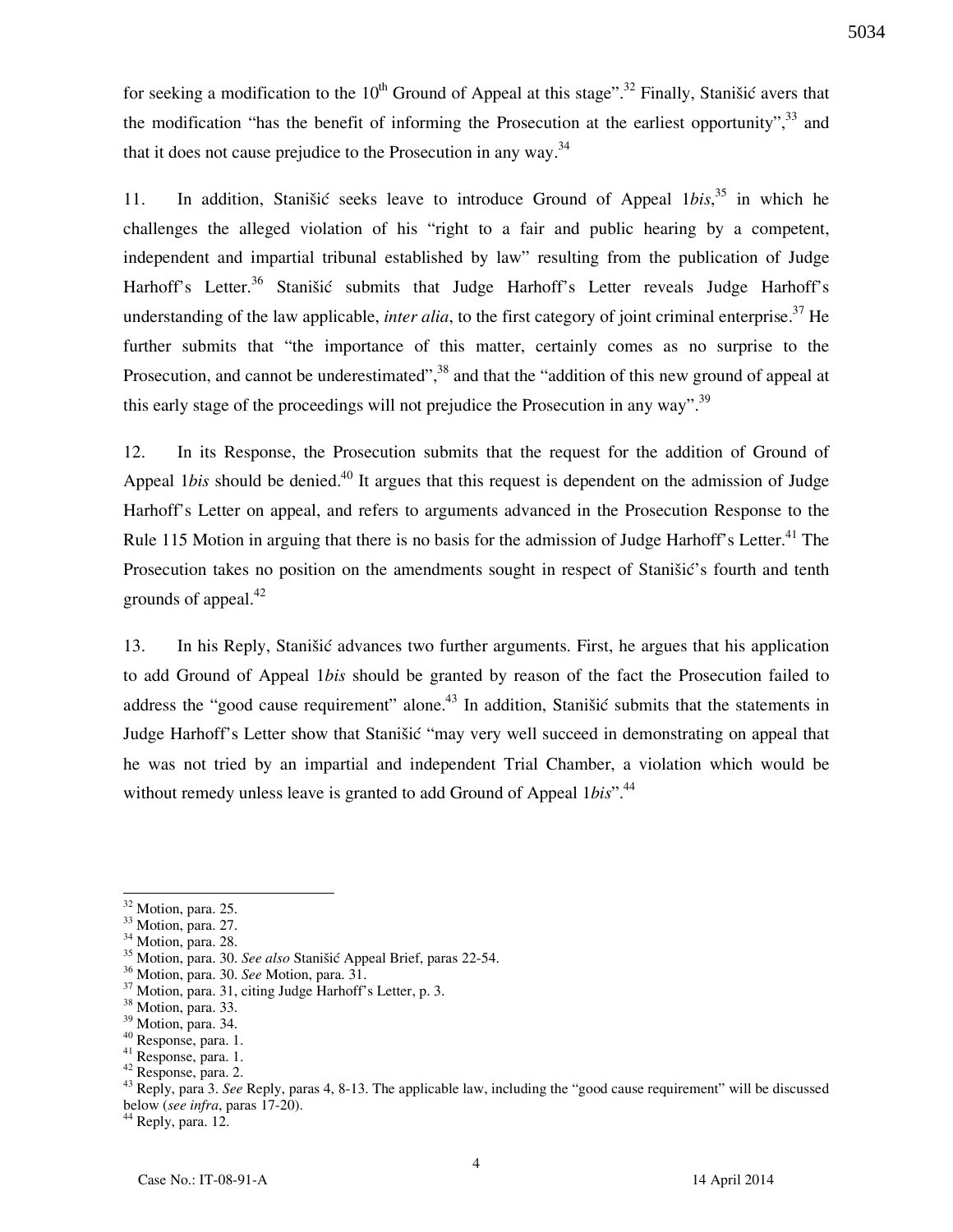for seeking a modification to the 10th Ground of Appeal at this stage".[32] Finally, Stanišić avers that the modification "has the benefit of informing the Prosecution at the earliest opportunity",[33] and that it does not cause prejudice to the Prosecution in any way.[34]

11. In addition, Stanišić seeks leave to introduce Ground of Appeal 1*bis*,[35] in which he challenges the alleged violation of his "right to a fair and public hearing by a competent, independent and impartial tribunal established by law" resulting from the publication of Judge Harhoff's Letter.[36] Stanišić submits that Judge Harhoff's Letter reveals Judge Harhoff's understanding of the law applicable, *inter alia*, to the first category of joint criminal enterprise.[37] He further submits that "the importance of this matter, certainly comes as no surprise to the Prosecution, and cannot be underestimated",[38] and that the "addition of this new ground of appeal at this early stage of the proceedings will not prejudice the Prosecution in any way".[39]

12. In its Response, the Prosecution submits that the request for the addition of Ground of Appeal 1*bis* should be denied.[40] It argues that this request is dependent on the admission of Judge Harhoff's Letter on appeal, and refers to arguments advanced in the Prosecution Response to the Rule 115 Motion in arguing that there is no basis for the admission of Judge Harhoff's Letter.[41] The Prosecution takes no position on the amendments sought in respect of Stanišić's fourth and tenth grounds of appeal.[42]

13. In his Reply, Stanišić advances two further arguments. First, he argues that his application to add Ground of Appeal 1*bis* should be granted by reason of the fact the Prosecution failed to address the "good cause requirement" alone.[43] In addition, Stanišić submits that the statements in Judge Harhoff's Letter show that Stanišić "may very well succeed in demonstrating on appeal that he was not tried by an impartial and independent Trial Chamber, a violation which would be without remedy unless leave is granted to add Ground of Appeal 1*bis*".[44]

---

[32] Motion, para. 25.
[33] Motion, para. 27.
[34] Motion, para. 28.
[35] Motion, para. 30. *See also* Stanišić Appeal Brief, paras 22-54.
[36] Motion, para. 30. *See* Motion, para. 31.
[37] Motion, para. 31, citing Judge Harhoff's Letter, p. 3.
[38] Motion, para. 33.
[39] Motion, para. 34.
[40] Response, para. 1.
[41] Response, para. 1.
[42] Response, para. 2.
[43] Reply, para 3. *See* Reply, paras 4, 8-13. The applicable law, including the "good cause requirement" will be discussed below (*see infra*, paras 17-20).
[44] Reply, para. 12.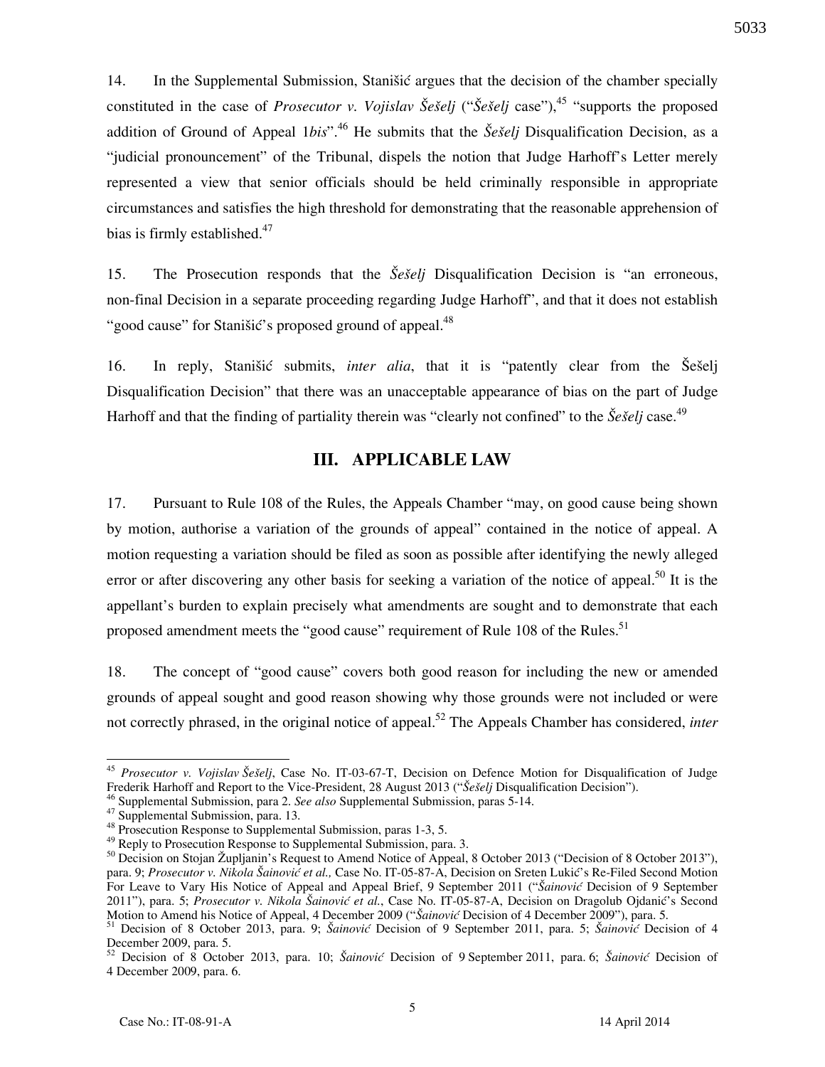14. In the Supplemental Submission, Stanišić argues that the decision of the chamber specially constituted in the case of *Prosecutor v. Vojislav Šešelj* ("*Šešelj* case"),[45] "supports the proposed addition of Ground of Appeal 1*bis*".[46] He submits that the *Šešelj* Disqualification Decision, as a "judicial pronouncement" of the Tribunal, dispels the notion that Judge Harhoff's Letter merely represented a view that senior officials should be held criminally responsible in appropriate circumstances and satisfies the high threshold for demonstrating that the reasonable apprehension of bias is firmly established.[47]

15. The Prosecution responds that the *Šešelj* Disqualification Decision is "an erroneous, non-final Decision in a separate proceeding regarding Judge Harhoff", and that it does not establish "good cause" for Stanišić's proposed ground of appeal.[48]

16. In reply, Stanišić submits, *inter alia*, that it is "patently clear from the Šešelj Disqualification Decision" that there was an unacceptable appearance of bias on the part of Judge Harhoff and that the finding of partiality therein was "clearly not confined" to the *Šešelj* case.[49]

## III. APPLICABLE LAW

17. Pursuant to Rule 108 of the Rules, the Appeals Chamber "may, on good cause being shown by motion, authorise a variation of the grounds of appeal" contained in the notice of appeal. A motion requesting a variation should be filed as soon as possible after identifying the newly alleged error or after discovering any other basis for seeking a variation of the notice of appeal.[50] It is the appellant's burden to explain precisely what amendments are sought and to demonstrate that each proposed amendment meets the "good cause" requirement of Rule 108 of the Rules.[51]

18. The concept of "good cause" covers both good reason for including the new or amended grounds of appeal sought and good reason showing why those grounds were not included or were not correctly phrased, in the original notice of appeal.[52] The Appeals Chamber has considered, *inter*

---

[45] *Prosecutor v. Vojislav Šešelj*, Case No. IT-03-67-T, Decision on Defence Motion for Disqualification of Judge Frederik Harhoff and Report to the Vice-President, 28 August 2013 ("*Šešelj* Disqualification Decision").

[46] Supplemental Submission, para 2. *See also* Supplemental Submission, paras 5-14.

[47] Supplemental Submission, para. 13.

[48] Prosecution Response to Supplemental Submission, paras 1-3, 5.

[49] Reply to Prosecution Response to Supplemental Submission, para. 3.

[50] Decision on Stojan Župljanin's Request to Amend Notice of Appeal, 8 October 2013 ("Decision of 8 October 2013"), para. 9; *Prosecutor v. Nikola Šainović et al.,* Case No. IT-05-87-A, Decision on Sreten Lukić's Re-Filed Second Motion For Leave to Vary His Notice of Appeal and Appeal Brief, 9 September 2011 ("*Šainović* Decision of 9 September 2011"), para. 5; *Prosecutor v. Nikola Šainović et al.*, Case No. IT-05-87-A, Decision on Dragolub Ojdanić's Second Motion to Amend his Notice of Appeal, 4 December 2009 ("*Šainović* Decision of 4 December 2009"), para. 5.

[51] Decision of 8 October 2013, para. 9; *Šainović* Decision of 9 September 2011, para. 5; *Šainović* Decision of 4 December 2009, para. 5.

[52] Decision of 8 October 2013, para. 10; *Šainović* Decision of 9 September 2011, para. 6; *Šainović* Decision of 4 December 2009, para. 6.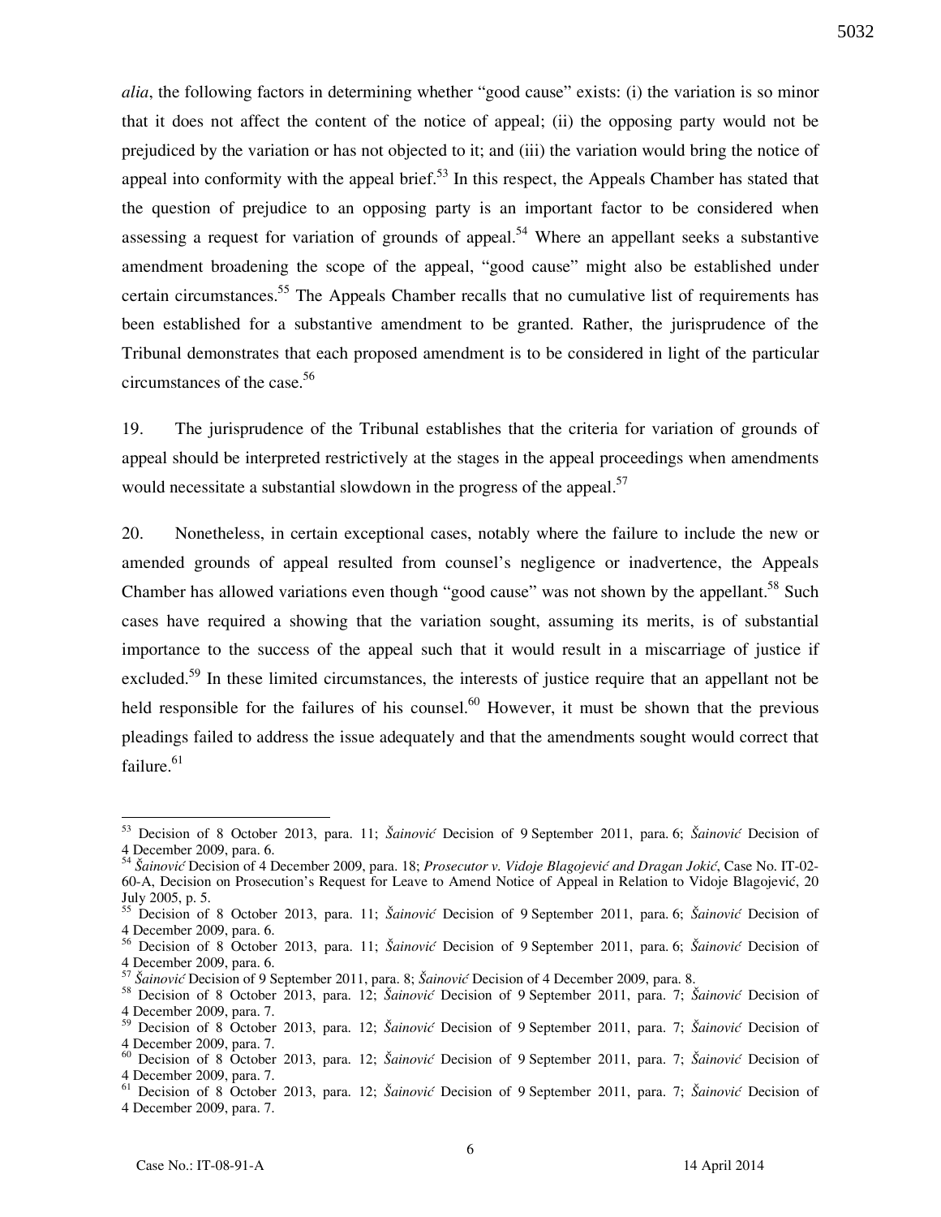*alia*, the following factors in determining whether "good cause" exists: (i) the variation is so minor that it does not affect the content of the notice of appeal; (ii) the opposing party would not be prejudiced by the variation or has not objected to it; and (iii) the variation would bring the notice of appeal into conformity with the appeal brief.[53] In this respect, the Appeals Chamber has stated that the question of prejudice to an opposing party is an important factor to be considered when assessing a request for variation of grounds of appeal.[54] Where an appellant seeks a substantive amendment broadening the scope of the appeal, "good cause" might also be established under certain circumstances.[55] The Appeals Chamber recalls that no cumulative list of requirements has been established for a substantive amendment to be granted. Rather, the jurisprudence of the Tribunal demonstrates that each proposed amendment is to be considered in light of the particular circumstances of the case.[56]

19. The jurisprudence of the Tribunal establishes that the criteria for variation of grounds of appeal should be interpreted restrictively at the stages in the appeal proceedings when amendments would necessitate a substantial slowdown in the progress of the appeal.[57]

20. Nonetheless, in certain exceptional cases, notably where the failure to include the new or amended grounds of appeal resulted from counsel's negligence or inadvertence, the Appeals Chamber has allowed variations even though "good cause" was not shown by the appellant.[58] Such cases have required a showing that the variation sought, assuming its merits, is of substantial importance to the success of the appeal such that it would result in a miscarriage of justice if excluded.[59] In these limited circumstances, the interests of justice require that an appellant not be held responsible for the failures of his counsel.[60] However, it must be shown that the previous pleadings failed to address the issue adequately and that the amendments sought would correct that failure.[61]

---

[53] Decision of 8 October 2013, para. 11; *Šainović* Decision of 9 September 2011, para. 6; *Šainović* Decision of 4 December 2009, para. 6.

[54] *Šainović* Decision of 4 December 2009, para. 18; *Prosecutor v. Vidoje Blagojević and Dragan Jokić*, Case No. IT-02-60-A, Decision on Prosecution's Request for Leave to Amend Notice of Appeal in Relation to Vidoje Blagojević, 20 July 2005, p. 5.

[55] Decision of 8 October 2013, para. 11; *Šainović* Decision of 9 September 2011, para. 6; *Šainović* Decision of 4 December 2009, para. 6.

[56] Decision of 8 October 2013, para. 11; *Šainović* Decision of 9 September 2011, para. 6; *Šainović* Decision of 4 December 2009, para. 6.

[57] *Šainović* Decision of 9 September 2011, para. 8; *Šainović* Decision of 4 December 2009, para. 8.

[58] Decision of 8 October 2013, para. 12; *Šainović* Decision of 9 September 2011, para. 7; *Šainović* Decision of 4 December 2009, para. 7.

[59] Decision of 8 October 2013, para. 12; *Šainović* Decision of 9 September 2011, para. 7; *Šainović* Decision of 4 December 2009, para. 7.

[60] Decision of 8 October 2013, para. 12; *Šainović* Decision of 9 September 2011, para. 7; *Šainović* Decision of 4 December 2009, para. 7.

[61] Decision of 8 October 2013, para. 12; *Šainović* Decision of 9 September 2011, para. 7; *Šainović* Decision of 4 December 2009, para. 7.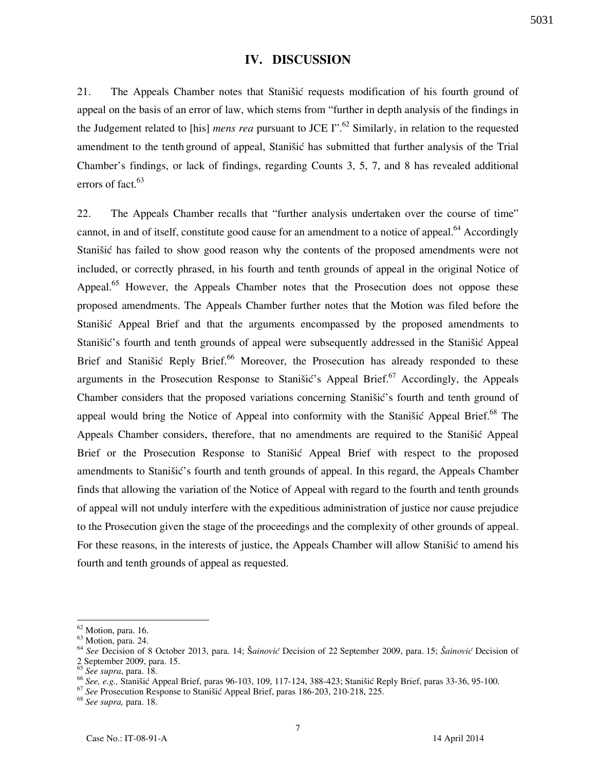## IV. DISCUSSION

21. The Appeals Chamber notes that Stanišić requests modification of his fourth ground of appeal on the basis of an error of law, which stems from "further in depth analysis of the findings in the Judgement related to [his] *mens rea* pursuant to JCE I".[62] Similarly, in relation to the requested amendment to the tenth ground of appeal, Stanišić has submitted that further analysis of the Trial Chamber's findings, or lack of findings, regarding Counts 3, 5, 7, and 8 has revealed additional errors of fact.[63]

22. The Appeals Chamber recalls that "further analysis undertaken over the course of time" cannot, in and of itself, constitute good cause for an amendment to a notice of appeal.[64] Accordingly Stanišić has failed to show good reason why the contents of the proposed amendments were not included, or correctly phrased, in his fourth and tenth grounds of appeal in the original Notice of Appeal.[65] However, the Appeals Chamber notes that the Prosecution does not oppose these proposed amendments. The Appeals Chamber further notes that the Motion was filed before the Stanišić Appeal Brief and that the arguments encompassed by the proposed amendments to Stanišić's fourth and tenth grounds of appeal were subsequently addressed in the Stanišić Appeal Brief and Stanišić Reply Brief.[66] Moreover, the Prosecution has already responded to these arguments in the Prosecution Response to Stanišić's Appeal Brief.[67] Accordingly, the Appeals Chamber considers that the proposed variations concerning Stanišić's fourth and tenth ground of appeal would bring the Notice of Appeal into conformity with the Stanišić Appeal Brief.[68] The Appeals Chamber considers, therefore, that no amendments are required to the Stanišić Appeal Brief or the Prosecution Response to Stanišić Appeal Brief with respect to the proposed amendments to Stanišić's fourth and tenth grounds of appeal. In this regard, the Appeals Chamber finds that allowing the variation of the Notice of Appeal with regard to the fourth and tenth grounds of appeal will not unduly interfere with the expeditious administration of justice nor cause prejudice to the Prosecution given the stage of the proceedings and the complexity of other grounds of appeal. For these reasons, in the interests of justice, the Appeals Chamber will allow Stanišić to amend his fourth and tenth grounds of appeal as requested.

---

[62] Motion, para. 16.
[63] Motion, para. 24.
[64] *See* Decision of 8 October 2013, para. 14; *Šainović* Decision of 22 September 2009, para. 15; *Šainović* Decision of 2 September 2009, para. 15.
[65] *See supra*, para. 18.
[66] *See, e.g.,* Stanišić Appeal Brief, paras 96-103, 109, 117-124, 388-423; Stanišić Reply Brief, paras 33-36, 95-100.
[67] *See* Prosecution Response to Stanišić Appeal Brief, paras 186-203, 210-218, 225.
[68] *See supra,* para. 18.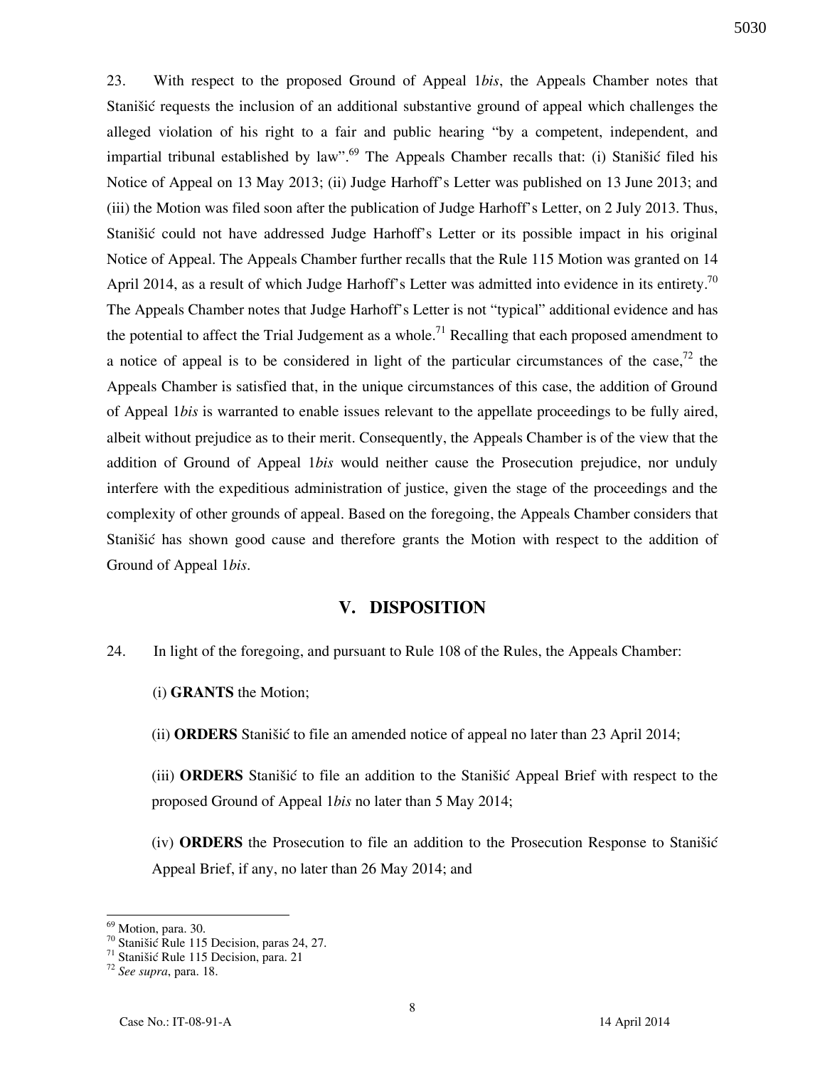23. With respect to the proposed Ground of Appeal 1*bis*, the Appeals Chamber notes that Stanišić requests the inclusion of an additional substantive ground of appeal which challenges the alleged violation of his right to a fair and public hearing "by a competent, independent, and impartial tribunal established by law".[69] The Appeals Chamber recalls that: (i) Stanišić filed his Notice of Appeal on 13 May 2013; (ii) Judge Harhoff's Letter was published on 13 June 2013; and (iii) the Motion was filed soon after the publication of Judge Harhoff's Letter, on 2 July 2013. Thus, Stanišić could not have addressed Judge Harhoff's Letter or its possible impact in his original Notice of Appeal. The Appeals Chamber further recalls that the Rule 115 Motion was granted on 14 April 2014, as a result of which Judge Harhoff's Letter was admitted into evidence in its entirety.[70] The Appeals Chamber notes that Judge Harhoff's Letter is not "typical" additional evidence and has the potential to affect the Trial Judgement as a whole.[71] Recalling that each proposed amendment to a notice of appeal is to be considered in light of the particular circumstances of the case,[72] the Appeals Chamber is satisfied that, in the unique circumstances of this case, the addition of Ground of Appeal 1*bis* is warranted to enable issues relevant to the appellate proceedings to be fully aired, albeit without prejudice as to their merit. Consequently, the Appeals Chamber is of the view that the addition of Ground of Appeal 1*bis* would neither cause the Prosecution prejudice, nor unduly interfere with the expeditious administration of justice, given the stage of the proceedings and the complexity of other grounds of appeal. Based on the foregoing, the Appeals Chamber considers that Stanišić has shown good cause and therefore grants the Motion with respect to the addition of Ground of Appeal 1*bis*.

## V. DISPOSITION

24. In light of the foregoing, and pursuant to Rule 108 of the Rules, the Appeals Chamber:

(i) **GRANTS** the Motion;

(ii) **ORDERS** Stanišić to file an amended notice of appeal no later than 23 April 2014;

(iii) **ORDERS** Stanišić to file an addition to the Stanišić Appeal Brief with respect to the proposed Ground of Appeal 1*bis* no later than 5 May 2014;

(iv) **ORDERS** the Prosecution to file an addition to the Prosecution Response to Stanišić Appeal Brief, if any, no later than 26 May 2014; and

---

[69] Motion, para. 30.

[70] Stanišić Rule 115 Decision, paras 24, 27.

[71] Stanišić Rule 115 Decision, para. 21

[72] *See supra*, para. 18.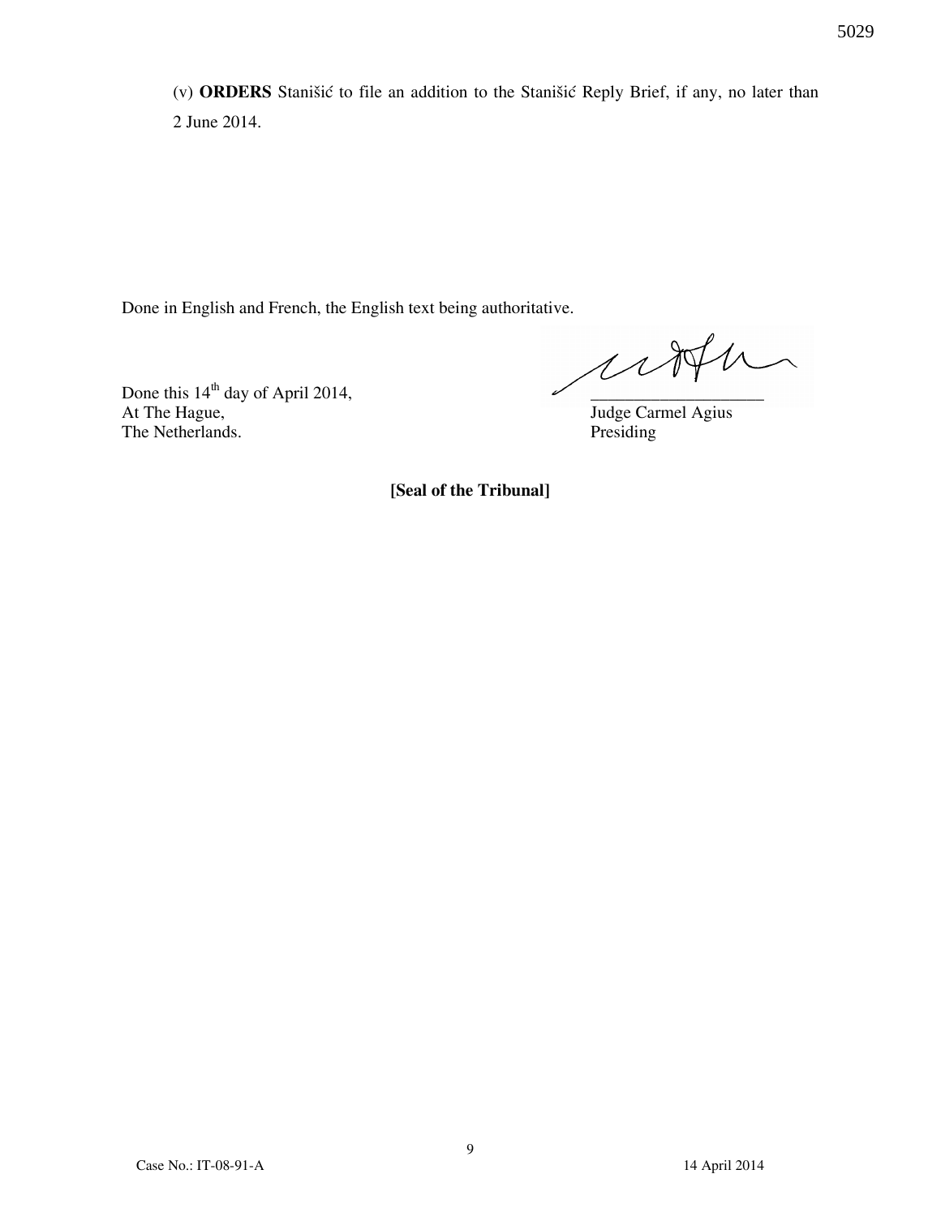(v) **ORDERS** Stanišić to file an addition to the Stanišić Reply Brief, if any, no later than 2 June 2014.

Done in English and French, the English text being authoritative.

Done this 14th day of April 2014,
At The Hague,
The Netherlands.

Judge Carmel Agius
Presiding

**[Seal of the Tribunal]**